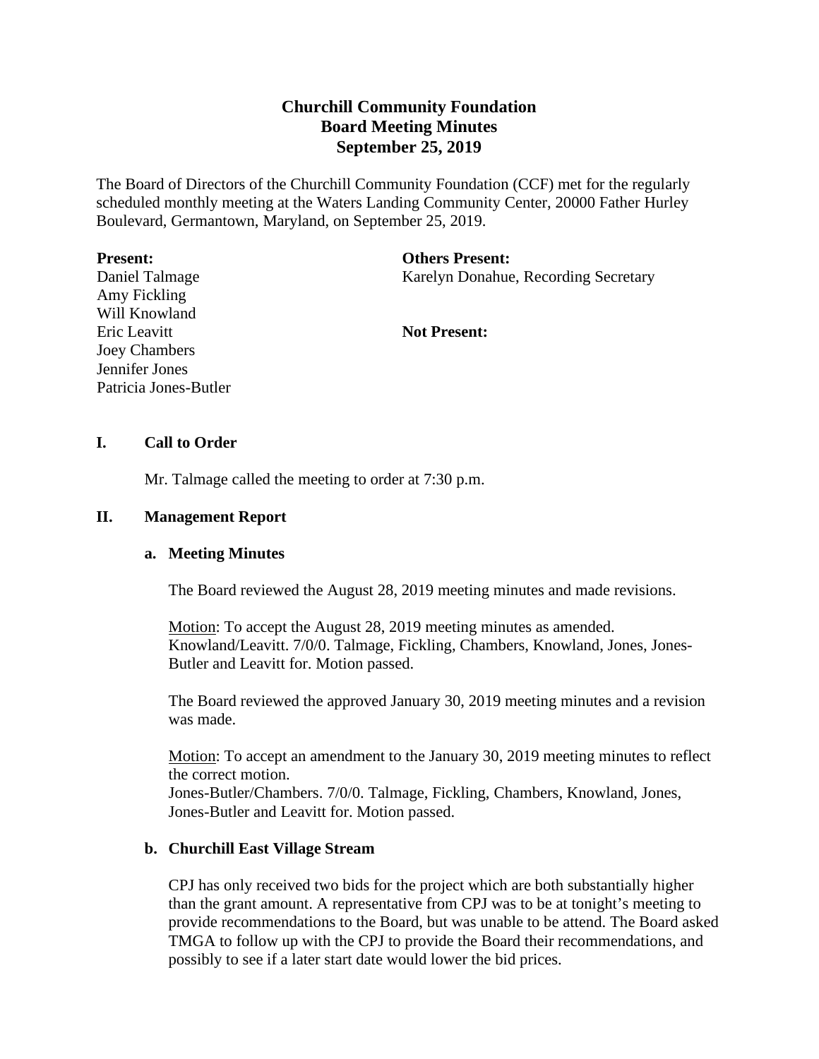# Churchill Community Foundation
## Board Meeting Minutes
## September 25, 2019

The Board of Directors of the Churchill Community Foundation (CCF) met for the regularly scheduled monthly meeting at the Waters Landing Community Center, 20000 Father Hurley Boulevard, Germantown, Maryland, on September 25, 2019.

**Present:**
Daniel Talmage
Amy Fickling
Will Knowland
Eric Leavitt
Joey Chambers
Jennifer Jones
Patricia Jones-Butler

**Others Present:**
Karelyn Donahue, Recording Secretary

**Not Present:**

### I. Call to Order

Mr. Talmage called the meeting to order at 7:30 p.m.

### II. Management Report

#### a. Meeting Minutes

The Board reviewed the August 28, 2019 meeting minutes and made revisions.

<u>Motion</u>: To accept the August 28, 2019 meeting minutes as amended. Knowland/Leavitt. 7/0/0. Talmage, Fickling, Chambers, Knowland, Jones, Jones-Butler and Leavitt for. Motion passed.

The Board reviewed the approved January 30, 2019 meeting minutes and a revision was made.

<u>Motion</u>: To accept an amendment to the January 30, 2019 meeting minutes to reflect the correct motion.
Jones-Butler/Chambers. 7/0/0. Talmage, Fickling, Chambers, Knowland, Jones, Jones-Butler and Leavitt for. Motion passed.

#### b. Churchill East Village Stream

CPJ has only received two bids for the project which are both substantially higher than the grant amount. A representative from CPJ was to be at tonight's meeting to provide recommendations to the Board, but was unable to be attend. The Board asked TMGA to follow up with the CPJ to provide the Board their recommendations, and possibly to see if a later start date would lower the bid prices.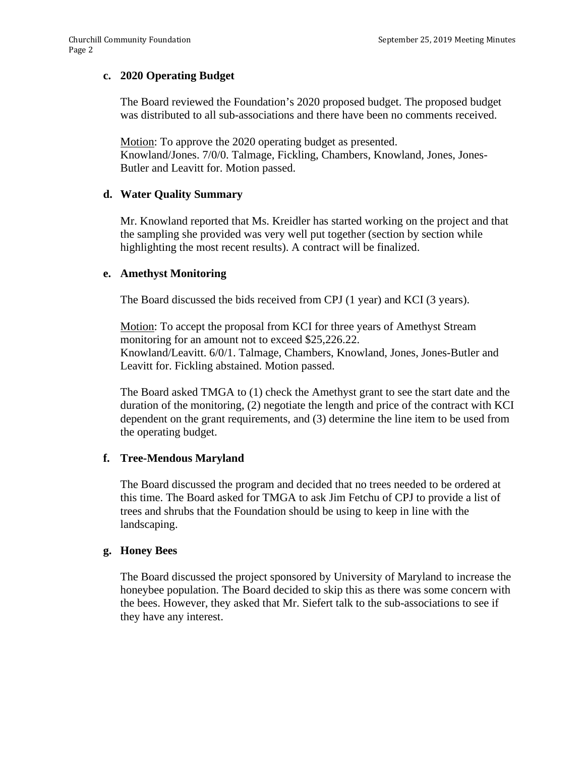### c. 2020 Operating Budget

The Board reviewed the Foundation's 2020 proposed budget. The proposed budget was distributed to all sub-associations and there have been no comments received.

Motion: To approve the 2020 operating budget as presented.
Knowland/Jones. 7/0/0. Talmage, Fickling, Chambers, Knowland, Jones, Jones-Butler and Leavitt for. Motion passed.

### d. Water Quality Summary

Mr. Knowland reported that Ms. Kreidler has started working on the project and that the sampling she provided was very well put together (section by section while highlighting the most recent results). A contract will be finalized.

### e. Amethyst Monitoring

The Board discussed the bids received from CPJ (1 year) and KCI (3 years).

Motion: To accept the proposal from KCI for three years of Amethyst Stream monitoring for an amount not to exceed $25,226.22.
Knowland/Leavitt. 6/0/1. Talmage, Chambers, Knowland, Jones, Jones-Butler and Leavitt for. Fickling abstained. Motion passed.

The Board asked TMGA to (1) check the Amethyst grant to see the start date and the duration of the monitoring, (2) negotiate the length and price of the contract with KCI dependent on the grant requirements, and (3) determine the line item to be used from the operating budget.

### f. Tree-Mendous Maryland

The Board discussed the program and decided that no trees needed to be ordered at this time. The Board asked for TMGA to ask Jim Fetchu of CPJ to provide a list of trees and shrubs that the Foundation should be using to keep in line with the landscaping.

### g. Honey Bees

The Board discussed the project sponsored by University of Maryland to increase the honeybee population. The Board decided to skip this as there was some concern with the bees. However, they asked that Mr. Siefert talk to the sub-associations to see if they have any interest.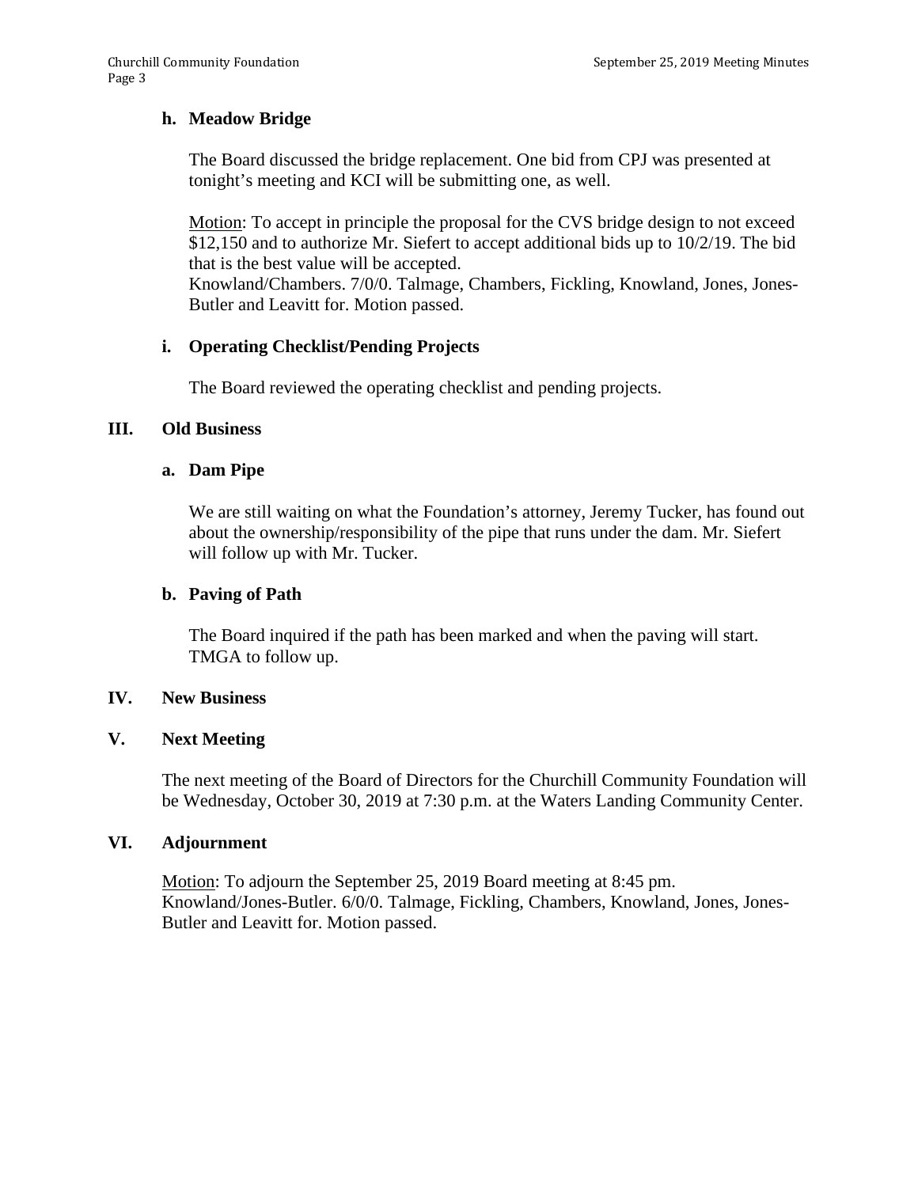### h. Meadow Bridge

The Board discussed the bridge replacement. One bid from CPJ was presented at tonight's meeting and KCI will be submitting one, as well.

Motion: To accept in principle the proposal for the CVS bridge design to not exceed \$12,150 and to authorize Mr. Siefert to accept additional bids up to 10/2/19. The bid that is the best value will be accepted.
Knowland/Chambers. 7/0/0. Talmage, Chambers, Fickling, Knowland, Jones, Jones-Butler and Leavitt for. Motion passed.

### i. Operating Checklist/Pending Projects

The Board reviewed the operating checklist and pending projects.

## III. Old Business

### a. Dam Pipe

We are still waiting on what the Foundation's attorney, Jeremy Tucker, has found out about the ownership/responsibility of the pipe that runs under the dam. Mr. Siefert will follow up with Mr. Tucker.

### b. Paving of Path

The Board inquired if the path has been marked and when the paving will start. TMGA to follow up.

## IV. New Business

## V. Next Meeting

The next meeting of the Board of Directors for the Churchill Community Foundation will be Wednesday, October 30, 2019 at 7:30 p.m. at the Waters Landing Community Center.

## VI. Adjournment

Motion: To adjourn the September 25, 2019 Board meeting at 8:45 pm.
Knowland/Jones-Butler. 6/0/0. Talmage, Fickling, Chambers, Knowland, Jones, Jones-Butler and Leavitt for. Motion passed.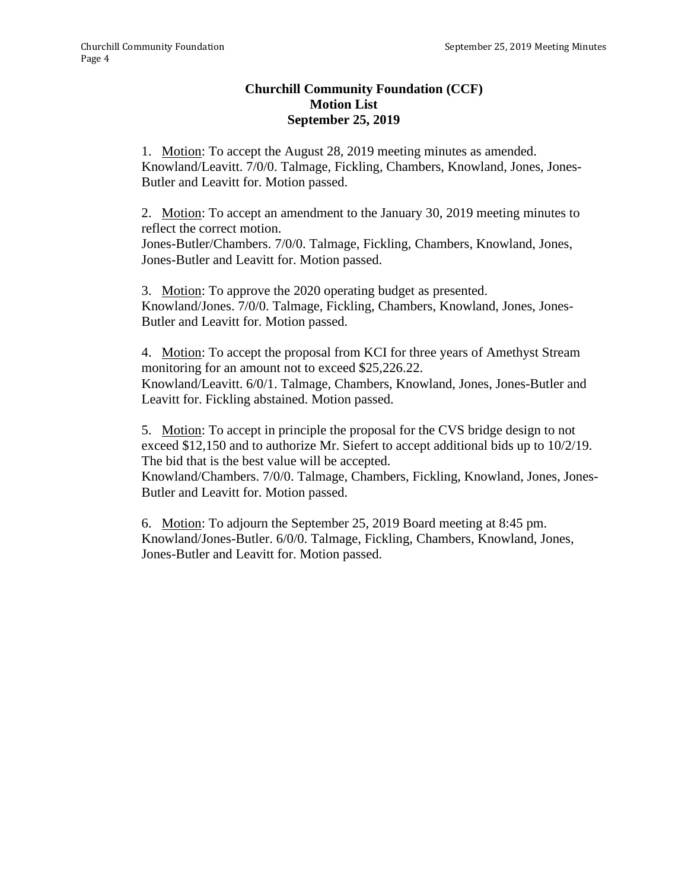**Churchill Community Foundation (CCF)**
**Motion List**
**September 25, 2019**

1. Motion: To accept the August 28, 2019 meeting minutes as amended. Knowland/Leavitt. 7/0/0. Talmage, Fickling, Chambers, Knowland, Jones, Jones-Butler and Leavitt for. Motion passed.

2. Motion: To accept an amendment to the January 30, 2019 meeting minutes to reflect the correct motion.
Jones-Butler/Chambers. 7/0/0. Talmage, Fickling, Chambers, Knowland, Jones, Jones-Butler and Leavitt for. Motion passed.

3. Motion: To approve the 2020 operating budget as presented.
Knowland/Jones. 7/0/0. Talmage, Fickling, Chambers, Knowland, Jones, Jones-Butler and Leavitt for. Motion passed.

4. Motion: To accept the proposal from KCI for three years of Amethyst Stream monitoring for an amount not to exceed $25,226.22.
Knowland/Leavitt. 6/0/1. Talmage, Chambers, Knowland, Jones, Jones-Butler and Leavitt for. Fickling abstained. Motion passed.

5. Motion: To accept in principle the proposal for the CVS bridge design to not exceed $12,150 and to authorize Mr. Siefert to accept additional bids up to 10/2/19. The bid that is the best value will be accepted.
Knowland/Chambers. 7/0/0. Talmage, Chambers, Fickling, Knowland, Jones, Jones-Butler and Leavitt for. Motion passed.

6. Motion: To adjourn the September 25, 2019 Board meeting at 8:45 pm.
Knowland/Jones-Butler. 6/0/0. Talmage, Fickling, Chambers, Knowland, Jones, Jones-Butler and Leavitt for. Motion passed.